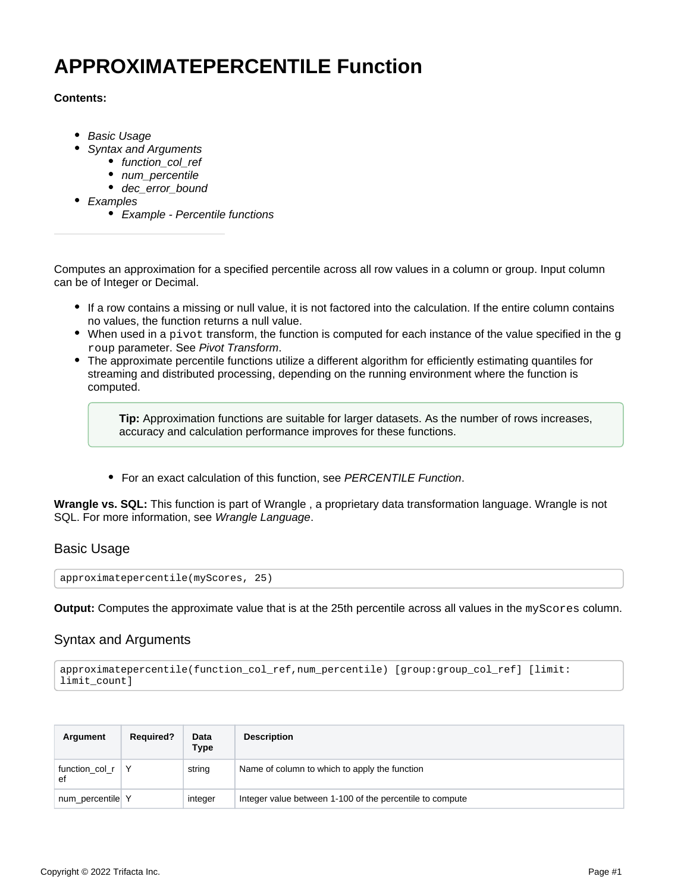# APPROXIMATEPERCENTILE Function

**Contents:**

- *Basic Usage*
- *Syntax and Arguments*
  - *function_col_ref*
  - *num_percentile*
  - *dec_error_bound*
- *Examples*
  - *Example - Percentile functions*

---

Computes an approximation for a specified percentile across all row values in a column or group. Input column can be of Integer or Decimal.

- If a row contains a missing or null value, it is not factored into the calculation. If the entire column contains no values, the function returns a null value.
- When used in a `pivot` transform, the function is computed for each instance of the value specified in the `group` parameter. See *Pivot Transform*.
- The approximate percentile functions utilize a different algorithm for efficiently estimating quantiles for streaming and distributed processing, depending on the running environment where the function is computed.

  > **Tip:** Approximation functions are suitable for larger datasets. As the number of rows increases, accuracy and calculation performance improves for these functions.

  - For an exact calculation of this function, see *PERCENTILE Function*.

**Wrangle vs. SQL:** This function is part of Wrangle , a proprietary data transformation language. Wrangle is not SQL. For more information, see *Wrangle Language*.

## Basic Usage

```
approximatepercentile(myScores, 25)
```

**Output:** Computes the approximate value that is at the 25th percentile across all values in the `myScores` column.

## Syntax and Arguments

```
approximatepercentile(function_col_ref,num_percentile) [group:group_col_ref] [limit:
limit_count]
```

| Argument | Required? | Data Type | Description |
|---|---|---|---|
| function_col_ref | Y | string | Name of column to which to apply the function |
| num_percentile | Y | integer | Integer value between 1-100 of the percentile to compute |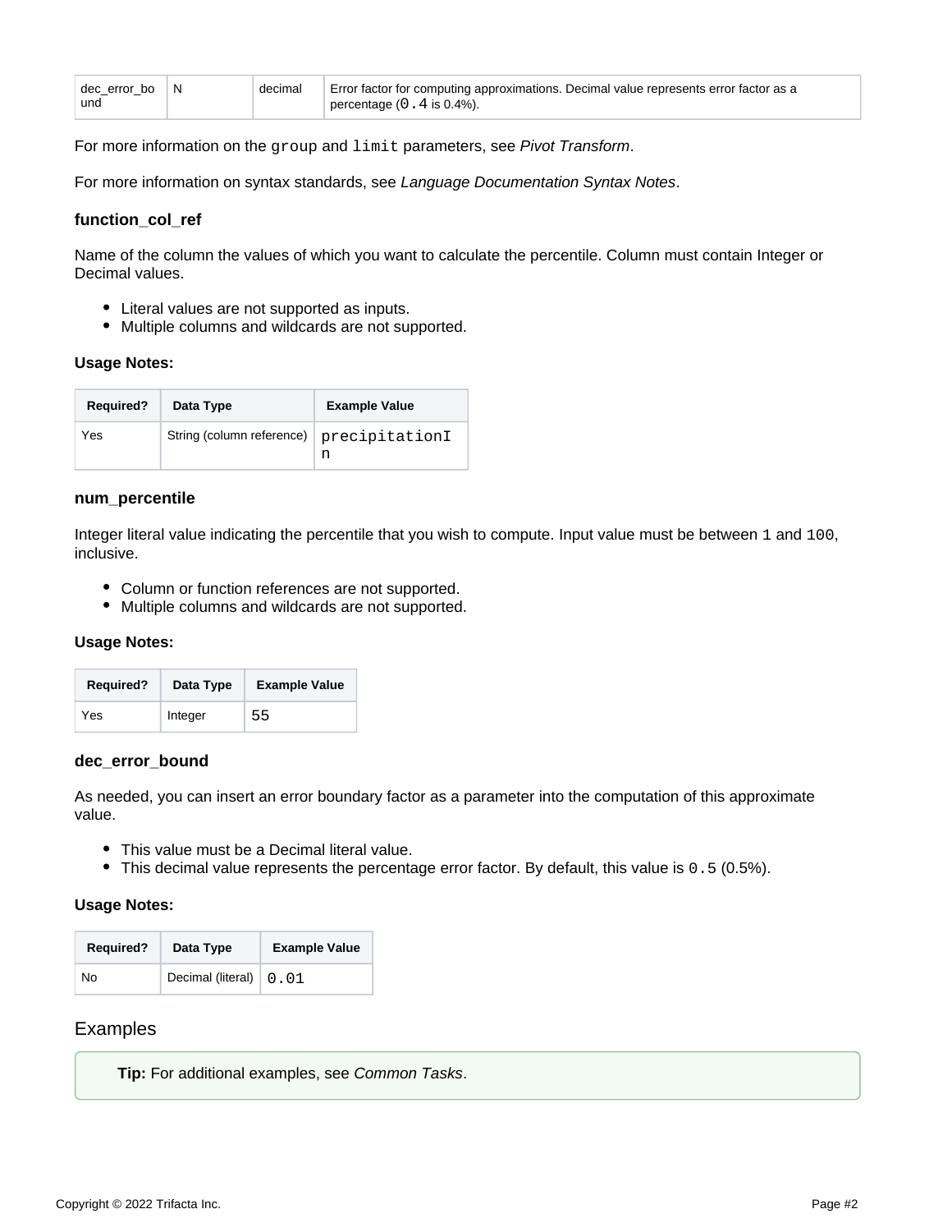| dec_error_bound | N | decimal | Error factor for computing approximations. Decimal value represents error factor as a percentage (`0.4` is 0.4%). |
|---|---|---|---|

For more information on the `group` and `limit` parameters, see *Pivot Transform*.

For more information on syntax standards, see *Language Documentation Syntax Notes*.

### function_col_ref

Name of the column the values of which you want to calculate the percentile. Column must contain Integer or Decimal values.

- Literal values are not supported as inputs.
- Multiple columns and wildcards are not supported.

**Usage Notes:**

| Required? | Data Type | Example Value |
|---|---|---|
| Yes | String (column reference) | `precipitationIn` |

### num_percentile

Integer literal value indicating the percentile that you wish to compute. Input value must be between `1` and `100`, inclusive.

- Column or function references are not supported.
- Multiple columns and wildcards are not supported.

**Usage Notes:**

| Required? | Data Type | Example Value |
|---|---|---|
| Yes | Integer | `55` |

### dec_error_bound

As needed, you can insert an error boundary factor as a parameter into the computation of this approximate value.

- This value must be a Decimal literal value.
- This decimal value represents the percentage error factor. By default, this value is `0.5` (0.5%).

**Usage Notes:**

| Required? | Data Type | Example Value |
|---|---|---|
| No | Decimal (literal) | `0.01` |

## Examples

**Tip:** For additional examples, see *Common Tasks*.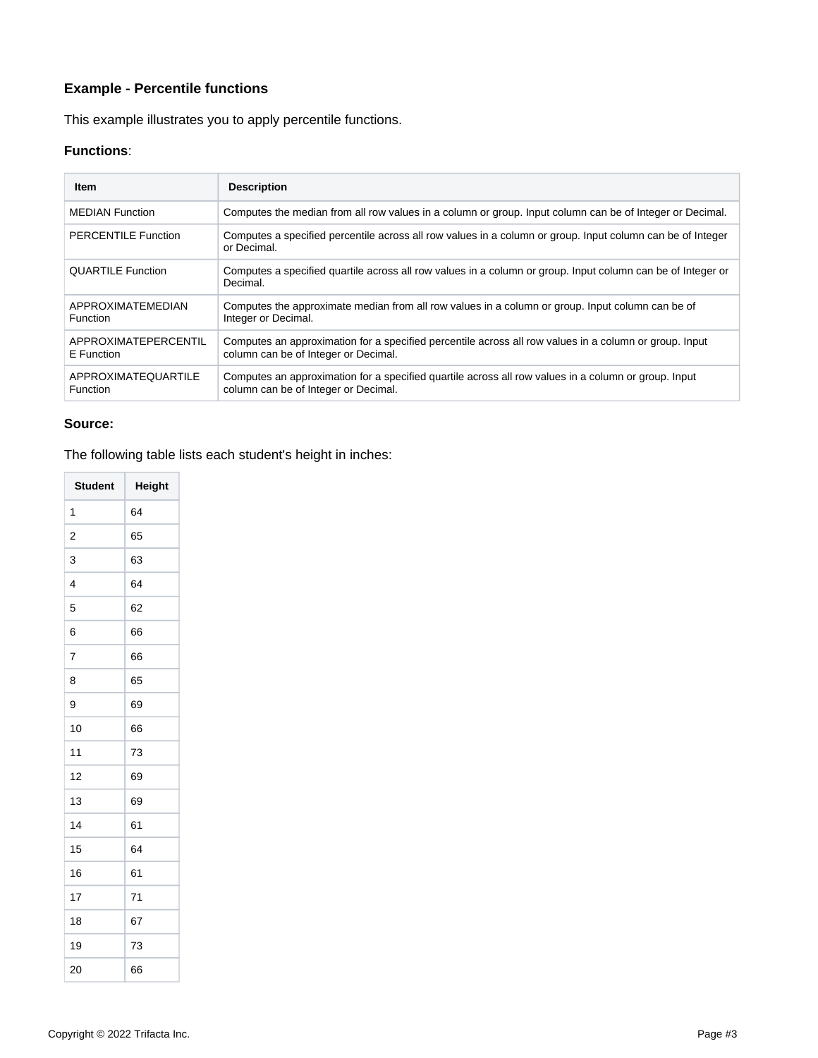### Example - Percentile functions

This example illustrates you to apply percentile functions.

**Functions**:

| Item | Description |
| --- | --- |
| MEDIAN Function | Computes the median from all row values in a column or group. Input column can be of Integer or Decimal. |
| PERCENTILE Function | Computes a specified percentile across all row values in a column or group. Input column can be of Integer or Decimal. |
| QUARTILE Function | Computes a specified quartile across all row values in a column or group. Input column can be of Integer or Decimal. |
| APPROXIMATEMEDIAN Function | Computes the approximate median from all row values in a column or group. Input column can be of Integer or Decimal. |
| APPROXIMATEPERCENTILE Function | Computes an approximation for a specified percentile across all row values in a column or group. Input column can be of Integer or Decimal. |
| APPROXIMATEQUARTILE Function | Computes an approximation for a specified quartile across all row values in a column or group. Input column can be of Integer or Decimal. |

**Source:**

The following table lists each student's height in inches:

| Student | Height |
| --- | --- |
| 1 | 64 |
| 2 | 65 |
| 3 | 63 |
| 4 | 64 |
| 5 | 62 |
| 6 | 66 |
| 7 | 66 |
| 8 | 65 |
| 9 | 69 |
| 10 | 66 |
| 11 | 73 |
| 12 | 69 |
| 13 | 69 |
| 14 | 61 |
| 15 | 64 |
| 16 | 61 |
| 17 | 71 |
| 18 | 67 |
| 19 | 73 |
| 20 | 66 |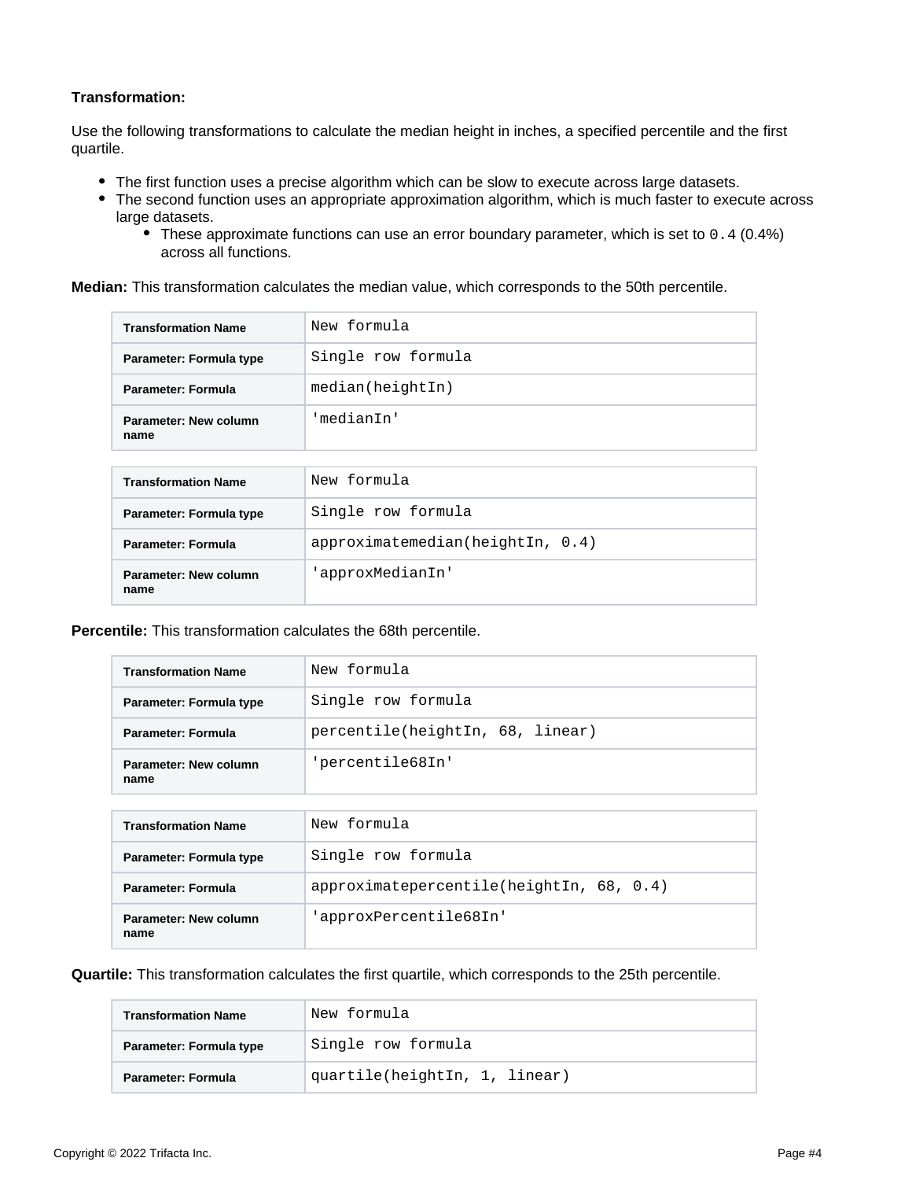**Transformation:**

Use the following transformations to calculate the median height in inches, a specified percentile and the first quartile.

- The first function uses a precise algorithm which can be slow to execute across large datasets.
- The second function uses an appropriate approximation algorithm, which is much faster to execute across large datasets.
  - These approximate functions can use an error boundary parameter, which is set to `0.4` (0.4%) across all functions.

**Median:** This transformation calculates the median value, which corresponds to the 50th percentile.

| Transformation Name | `New formula` |
|---|---|
| Parameter: Formula type | `Single row formula` |
| Parameter: Formula | `median(heightIn)` |
| Parameter: New column name | `'medianIn'` |

| Transformation Name | `New formula` |
|---|---|
| Parameter: Formula type | `Single row formula` |
| Parameter: Formula | `approximatemedian(heightIn, 0.4)` |
| Parameter: New column name | `'approxMedianIn'` |

**Percentile:** This transformation calculates the 68th percentile.

| Transformation Name | `New formula` |
|---|---|
| Parameter: Formula type | `Single row formula` |
| Parameter: Formula | `percentile(heightIn, 68, linear)` |
| Parameter: New column name | `'percentile68In'` |

| Transformation Name | `New formula` |
|---|---|
| Parameter: Formula type | `Single row formula` |
| Parameter: Formula | `approximatepercentile(heightIn, 68, 0.4)` |
| Parameter: New column name | `'approxPercentile68In'` |

**Quartile:** This transformation calculates the first quartile, which corresponds to the 25th percentile.

| Transformation Name | `New formula` |
|---|---|
| Parameter: Formula type | `Single row formula` |
| Parameter: Formula | `quartile(heightIn, 1, linear)` |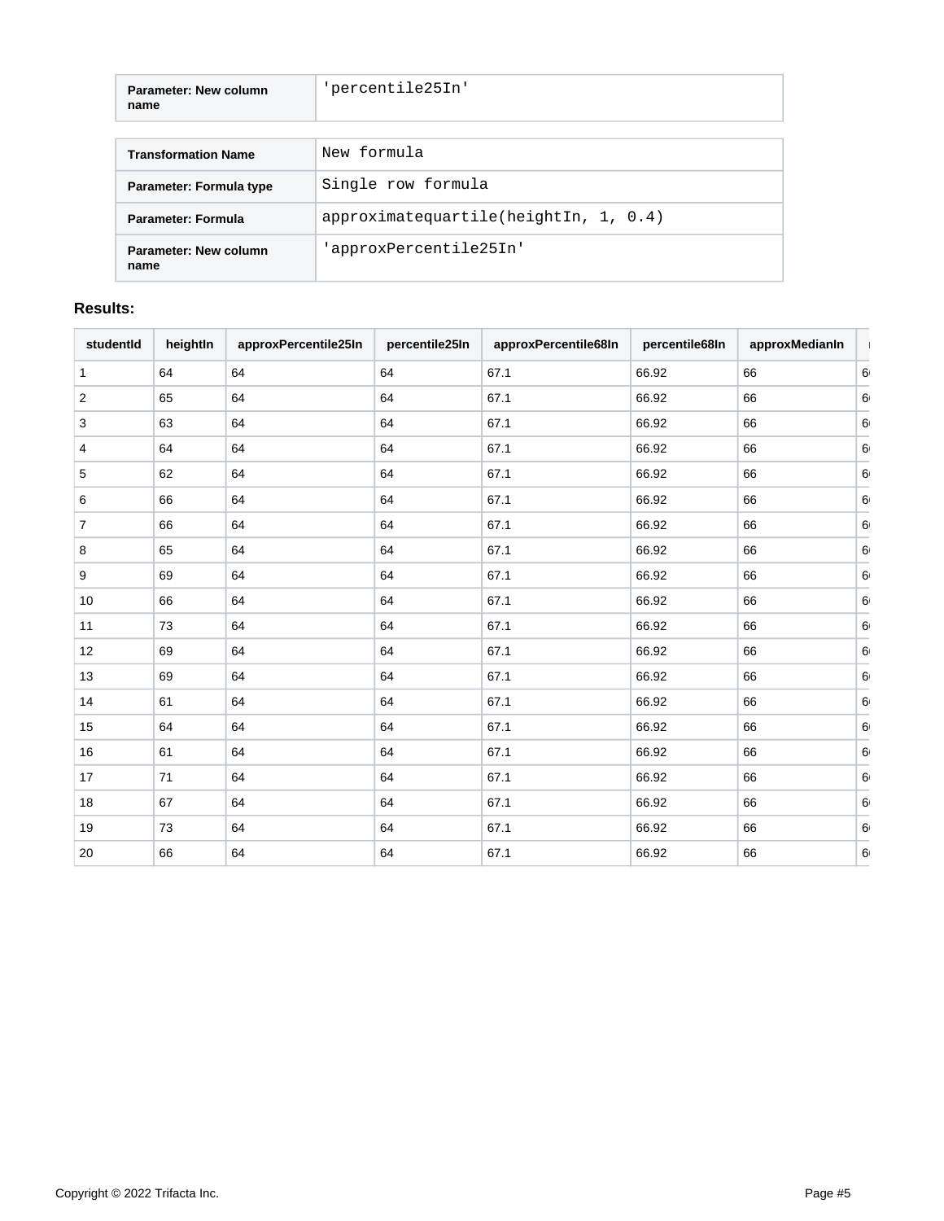| Parameter: New column name | 'percentile25In' |
|---|---|

| Transformation Name | New formula |
|---|---|
| Parameter: Formula type | Single row formula |
| Parameter: Formula | approximatequartile(heightIn, 1, 0.4) |
| Parameter: New column name | 'approxPercentile25In' |

**Results:**

| studentId | heightIn | approxPercentile25In | percentile25In | approxPercentile68In | percentile68In | approxMedianIn | m |
|---|---|---|---|---|---|---|---|
| 1 | 64 | 64 | 64 | 67.1 | 66.92 | 66 | 6 |
| 2 | 65 | 64 | 64 | 67.1 | 66.92 | 66 | 6 |
| 3 | 63 | 64 | 64 | 67.1 | 66.92 | 66 | 6 |
| 4 | 64 | 64 | 64 | 67.1 | 66.92 | 66 | 6 |
| 5 | 62 | 64 | 64 | 67.1 | 66.92 | 66 | 6 |
| 6 | 66 | 64 | 64 | 67.1 | 66.92 | 66 | 6 |
| 7 | 66 | 64 | 64 | 67.1 | 66.92 | 66 | 6 |
| 8 | 65 | 64 | 64 | 67.1 | 66.92 | 66 | 6 |
| 9 | 69 | 64 | 64 | 67.1 | 66.92 | 66 | 6 |
| 10 | 66 | 64 | 64 | 67.1 | 66.92 | 66 | 6 |
| 11 | 73 | 64 | 64 | 67.1 | 66.92 | 66 | 6 |
| 12 | 69 | 64 | 64 | 67.1 | 66.92 | 66 | 6 |
| 13 | 69 | 64 | 64 | 67.1 | 66.92 | 66 | 6 |
| 14 | 61 | 64 | 64 | 67.1 | 66.92 | 66 | 6 |
| 15 | 64 | 64 | 64 | 67.1 | 66.92 | 66 | 6 |
| 16 | 61 | 64 | 64 | 67.1 | 66.92 | 66 | 6 |
| 17 | 71 | 64 | 64 | 67.1 | 66.92 | 66 | 6 |
| 18 | 67 | 64 | 64 | 67.1 | 66.92 | 66 | 6 |
| 19 | 73 | 64 | 64 | 67.1 | 66.92 | 66 | 6 |
| 20 | 66 | 64 | 64 | 67.1 | 66.92 | 66 | 6 |